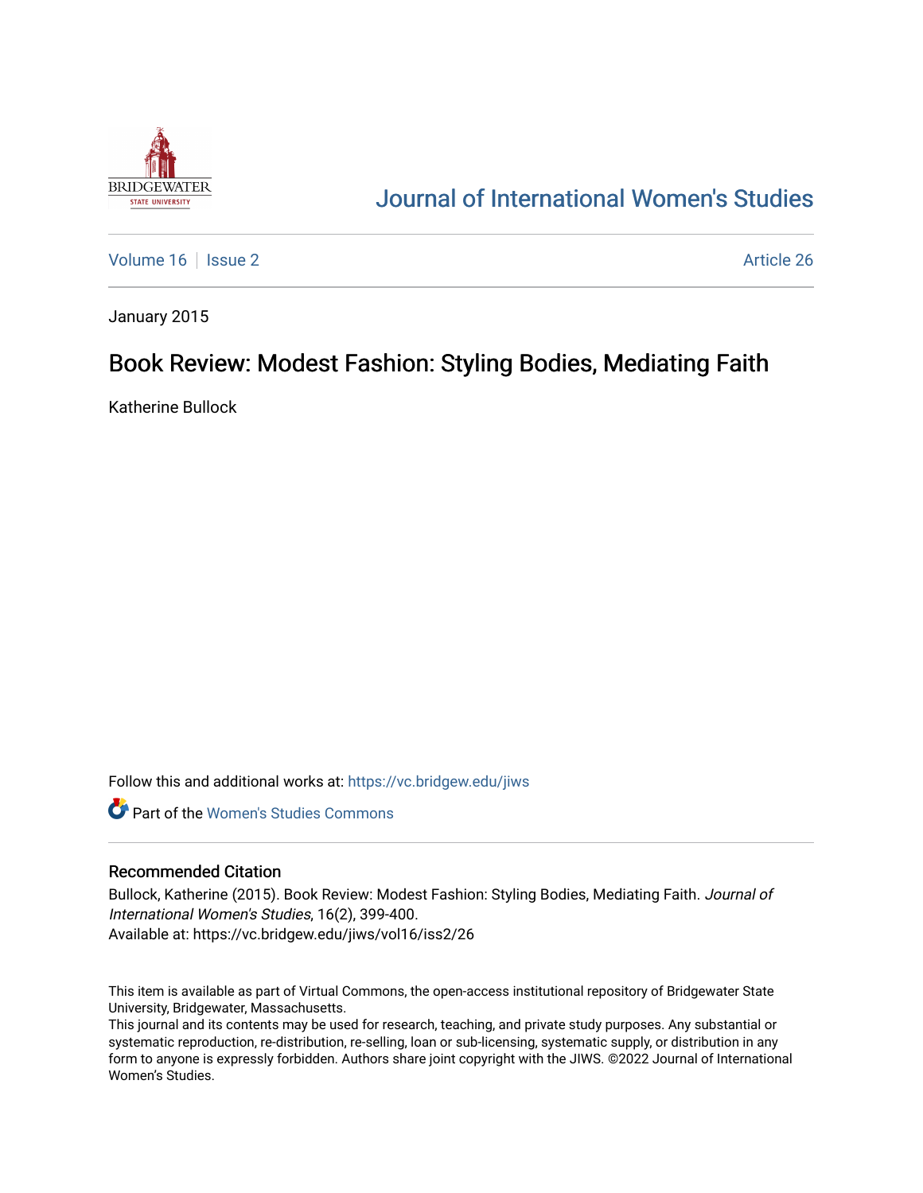# Journal of International Women's Studies

Volume 16 | Issue 2 | Article 26

January 2015

## Book Review: Modest Fashion: Styling Bodies, Mediating Faith

Katherine Bullock

Follow this and additional works at: https://vc.bridgew.edu/jiws

Part of the Women's Studies Commons

### Recommended Citation

Bullock, Katherine (2015). Book Review: Modest Fashion: Styling Bodies, Mediating Faith. *Journal of International Women's Studies*, 16(2), 399-400.
Available at: https://vc.bridgew.edu/jiws/vol16/iss2/26

This item is available as part of Virtual Commons, the open-access institutional repository of Bridgewater State University, Bridgewater, Massachusetts.
This journal and its contents may be used for research, teaching, and private study purposes. Any substantial or systematic reproduction, re-distribution, re-selling, loan or sub-licensing, systematic supply, or distribution in any form to anyone is expressly forbidden. Authors share joint copyright with the JIWS. ©2022 Journal of International Women's Studies.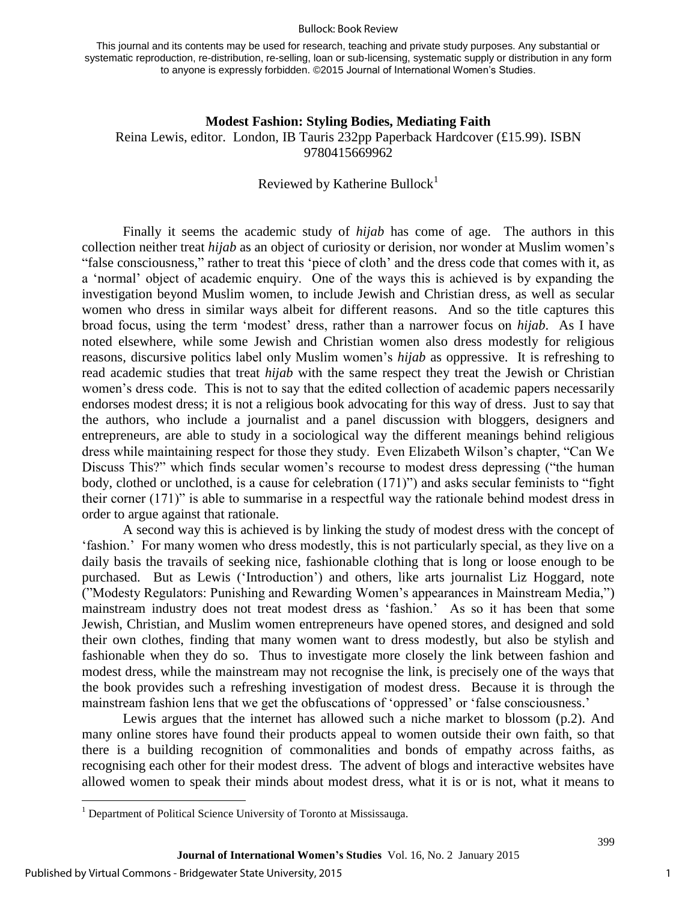This journal and its contents may be used for research, teaching and private study purposes. Any substantial or systematic reproduction, re-distribution, re-selling, loan or sub-licensing, systematic supply or distribution in any form to anyone is expressly forbidden. ©2015 Journal of International Women's Studies.

**Modest Fashion: Styling Bodies, Mediating Faith**

Reina Lewis, editor. London, IB Tauris 232pp Paperback Hardcover (£15.99). ISBN 9780415669962

Reviewed by Katherine Bullock[1]

Finally it seems the academic study of *hijab* has come of age. The authors in this collection neither treat *hijab* as an object of curiosity or derision, nor wonder at Muslim women's "false consciousness," rather to treat this 'piece of cloth' and the dress code that comes with it, as a 'normal' object of academic enquiry. One of the ways this is achieved is by expanding the investigation beyond Muslim women, to include Jewish and Christian dress, as well as secular women who dress in similar ways albeit for different reasons. And so the title captures this broad focus, using the term 'modest' dress, rather than a narrower focus on *hijab*. As I have noted elsewhere, while some Jewish and Christian women also dress modestly for religious reasons, discursive politics label only Muslim women's *hijab* as oppressive. It is refreshing to read academic studies that treat *hijab* with the same respect they treat the Jewish or Christian women's dress code. This is not to say that the edited collection of academic papers necessarily endorses modest dress; it is not a religious book advocating for this way of dress. Just to say that the authors, who include a journalist and a panel discussion with bloggers, designers and entrepreneurs, are able to study in a sociological way the different meanings behind religious dress while maintaining respect for those they study. Even Elizabeth Wilson's chapter, "Can We Discuss This?" which finds secular women's recourse to modest dress depressing ("the human body, clothed or unclothed, is a cause for celebration (171)") and asks secular feminists to "fight their corner (171)" is able to summarise in a respectful way the rationale behind modest dress in order to argue against that rationale.

A second way this is achieved is by linking the study of modest dress with the concept of 'fashion.' For many women who dress modestly, this is not particularly special, as they live on a daily basis the travails of seeking nice, fashionable clothing that is long or loose enough to be purchased. But as Lewis ('Introduction') and others, like arts journalist Liz Hoggard, note ("Modesty Regulators: Punishing and Rewarding Women's appearances in Mainstream Media,") mainstream industry does not treat modest dress as 'fashion.' As so it has been that some Jewish, Christian, and Muslim women entrepreneurs have opened stores, and designed and sold their own clothes, finding that many women want to dress modestly, but also be stylish and fashionable when they do so. Thus to investigate more closely the link between fashion and modest dress, while the mainstream may not recognise the link, is precisely one of the ways that the book provides such a refreshing investigation of modest dress. Because it is through the mainstream fashion lens that we get the obfuscations of 'oppressed' or 'false consciousness.'

Lewis argues that the internet has allowed such a niche market to blossom (p.2). And many online stores have found their products appeal to women outside their own faith, so that there is a building recognition of commonalities and bonds of empathy across faiths, as recognising each other for their modest dress. The advent of blogs and interactive websites have allowed women to speak their minds about modest dress, what it is or is not, what it means to

[1] Department of Political Science University of Toronto at Mississauga.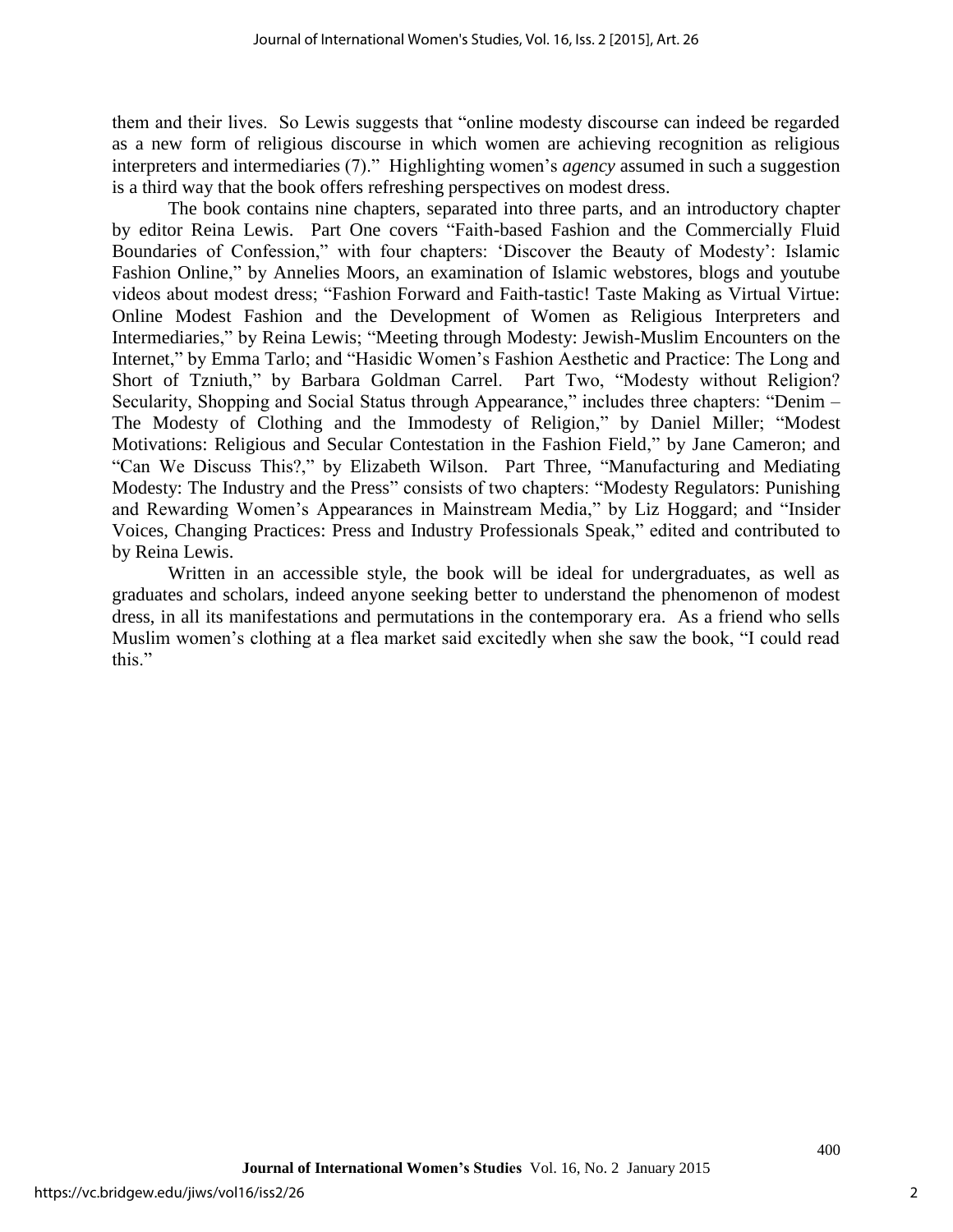them and their lives. So Lewis suggests that "online modesty discourse can indeed be regarded as a new form of religious discourse in which women are achieving recognition as religious interpreters and intermediaries (7)." Highlighting women's *agency* assumed in such a suggestion is a third way that the book offers refreshing perspectives on modest dress.

The book contains nine chapters, separated into three parts, and an introductory chapter by editor Reina Lewis. Part One covers "Faith-based Fashion and the Commercially Fluid Boundaries of Confession," with four chapters: 'Discover the Beauty of Modesty': Islamic Fashion Online," by Annelies Moors, an examination of Islamic webstores, blogs and youtube videos about modest dress; "Fashion Forward and Faith-tastic! Taste Making as Virtual Virtue: Online Modest Fashion and the Development of Women as Religious Interpreters and Intermediaries," by Reina Lewis; "Meeting through Modesty: Jewish-Muslim Encounters on the Internet," by Emma Tarlo; and "Hasidic Women's Fashion Aesthetic and Practice: The Long and Short of Tzniuth," by Barbara Goldman Carrel. Part Two, "Modesty without Religion? Secularity, Shopping and Social Status through Appearance," includes three chapters: "Denim – The Modesty of Clothing and the Immodesty of Religion," by Daniel Miller; "Modest Motivations: Religious and Secular Contestation in the Fashion Field," by Jane Cameron; and "Can We Discuss This?," by Elizabeth Wilson. Part Three, "Manufacturing and Mediating Modesty: The Industry and the Press" consists of two chapters: "Modesty Regulators: Punishing and Rewarding Women's Appearances in Mainstream Media," by Liz Hoggard; and "Insider Voices, Changing Practices: Press and Industry Professionals Speak," edited and contributed to by Reina Lewis.

Written in an accessible style, the book will be ideal for undergraduates, as well as graduates and scholars, indeed anyone seeking better to understand the phenomenon of modest dress, in all its manifestations and permutations in the contemporary era. As a friend who sells Muslim women's clothing at a flea market said excitedly when she saw the book, "I could read this."